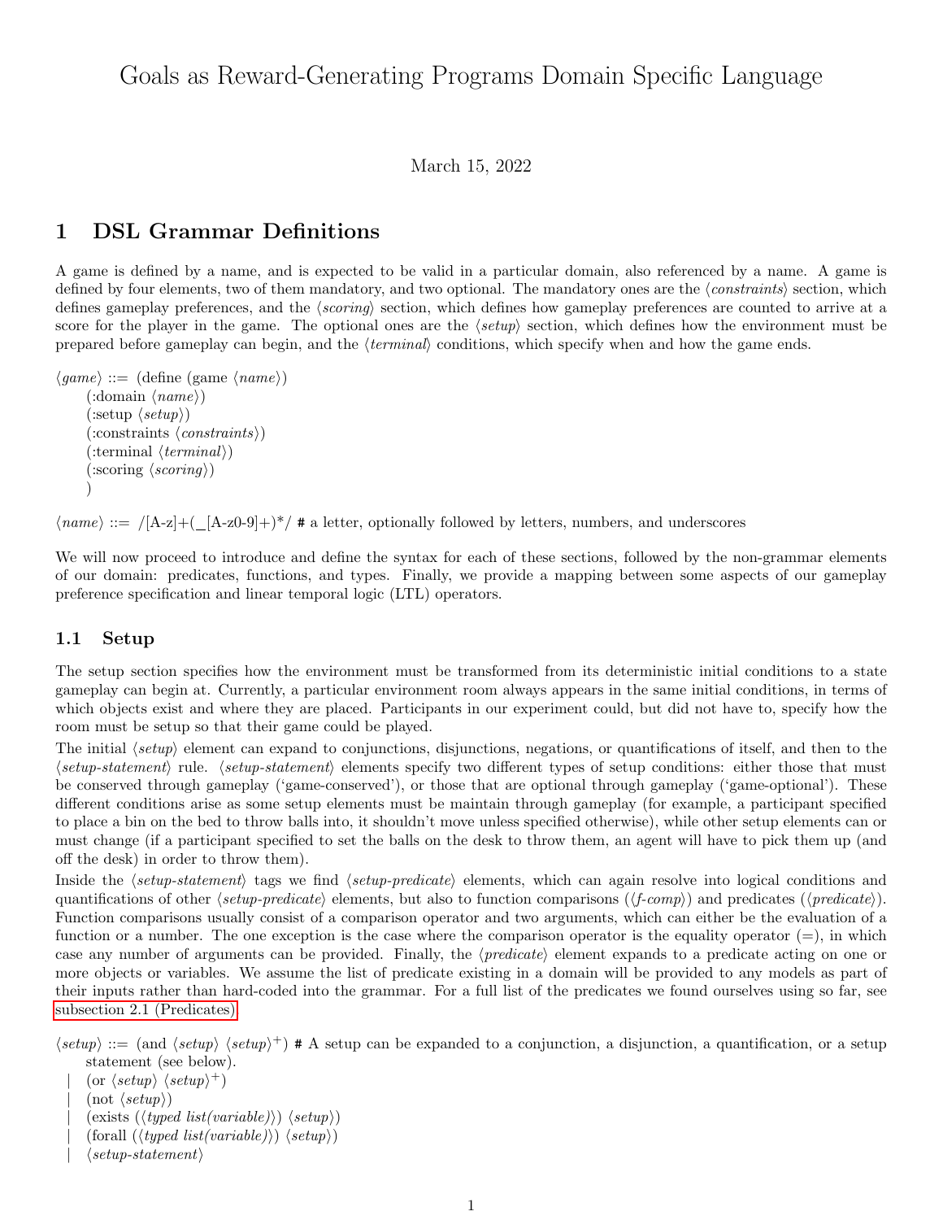# Goals as Reward-Generating Programs Domain Specific Language

March 15, 2022

## 1 DSL Grammar Definitions

A game is defined by a name, and is expected to be valid in a particular domain, also referenced by a name. A game is defined by four elements, two of them mandatory, and two optional. The mandatory ones are the ⟨*constraints*⟩ section, which defines gameplay preferences, and the ⟨*scoring*⟩ section, which defines how gameplay preferences are counted to arrive at a score for the player in the game. The optional ones are the ⟨*setup*⟩ section, which defines how the environment must be prepared before gameplay can begin, and the ⟨*terminal*⟩ conditions, which specify when and how the game ends.

⟨*game*⟩ ::= (define (game ⟨*name*⟩)
    (:domain ⟨*name*⟩)
    (:setup ⟨*setup*⟩)
    (:constraints ⟨*constraints*⟩)
    (:terminal ⟨*terminal*⟩)
    (:scoring ⟨*scoring*⟩)
    )

⟨*name*⟩ ::= /[A-z]+(_[A-z0-9]+)*/ # a letter, optionally followed by letters, numbers, and underscores

We will now proceed to introduce and define the syntax for each of these sections, followed by the non-grammar elements of our domain: predicates, functions, and types. Finally, we provide a mapping between some aspects of our gameplay preference specification and linear temporal logic (LTL) operators.

### 1.1 Setup

The setup section specifies how the environment must be transformed from its deterministic initial conditions to a state gameplay can begin at. Currently, a particular environment room always appears in the same initial conditions, in terms of which objects exist and where they are placed. Participants in our experiment could, but did not have to, specify how the room must be setup so that their game could be played.

The initial ⟨*setup*⟩ element can expand to conjunctions, disjunctions, negations, or quantifications of itself, and then to the ⟨*setup-statement*⟩ rule. ⟨*setup-statement*⟩ elements specify two different types of setup conditions: either those that must be conserved through gameplay ('game-conserved'), or those that are optional through gameplay ('game-optional'). These different conditions arise as some setup elements must be maintain through gameplay (for example, a participant specified to place a bin on the bed to throw balls into, it shouldn't move unless specified otherwise), while other setup elements can or must change (if a participant specified to set the balls on the desk to throw them, an agent will have to pick them up (and off the desk) in order to throw them).

Inside the ⟨*setup-statement*⟩ tags we find ⟨*setup-predicate*⟩ elements, which can again resolve into logical conditions and quantifications of other ⟨*setup-predicate*⟩ elements, but also to function comparisons (⟨*f-comp*⟩) and predicates (⟨*predicate*⟩). Function comparisons usually consist of a comparison operator and two arguments, which can either be the evaluation of a function or a number. The one exception is the case where the comparison operator is the equality operator (=), in which case any number of arguments can be provided. Finally, the ⟨*predicate*⟩ element expands to a predicate acting on one or more objects or variables. We assume the list of predicate existing in a domain will be provided to any models as part of their inputs rather than hard-coded into the grammar. For a full list of the predicates we found ourselves using so far, see subsection 2.1 (Predicates).

⟨*setup*⟩ ::= (and ⟨*setup*⟩ ⟨*setup*⟩$^+$) # A setup can be expanded to a conjunction, a disjunction, a quantification, or a setup statement (see below).
  | (or ⟨*setup*⟩ ⟨*setup*⟩$^+$)
  | (not ⟨*setup*⟩)
  | (exists (⟨*typed list(variable)*⟩) ⟨*setup*⟩)
  | (forall (⟨*typed list(variable)*⟩) ⟨*setup*⟩)
  | ⟨*setup-statement*⟩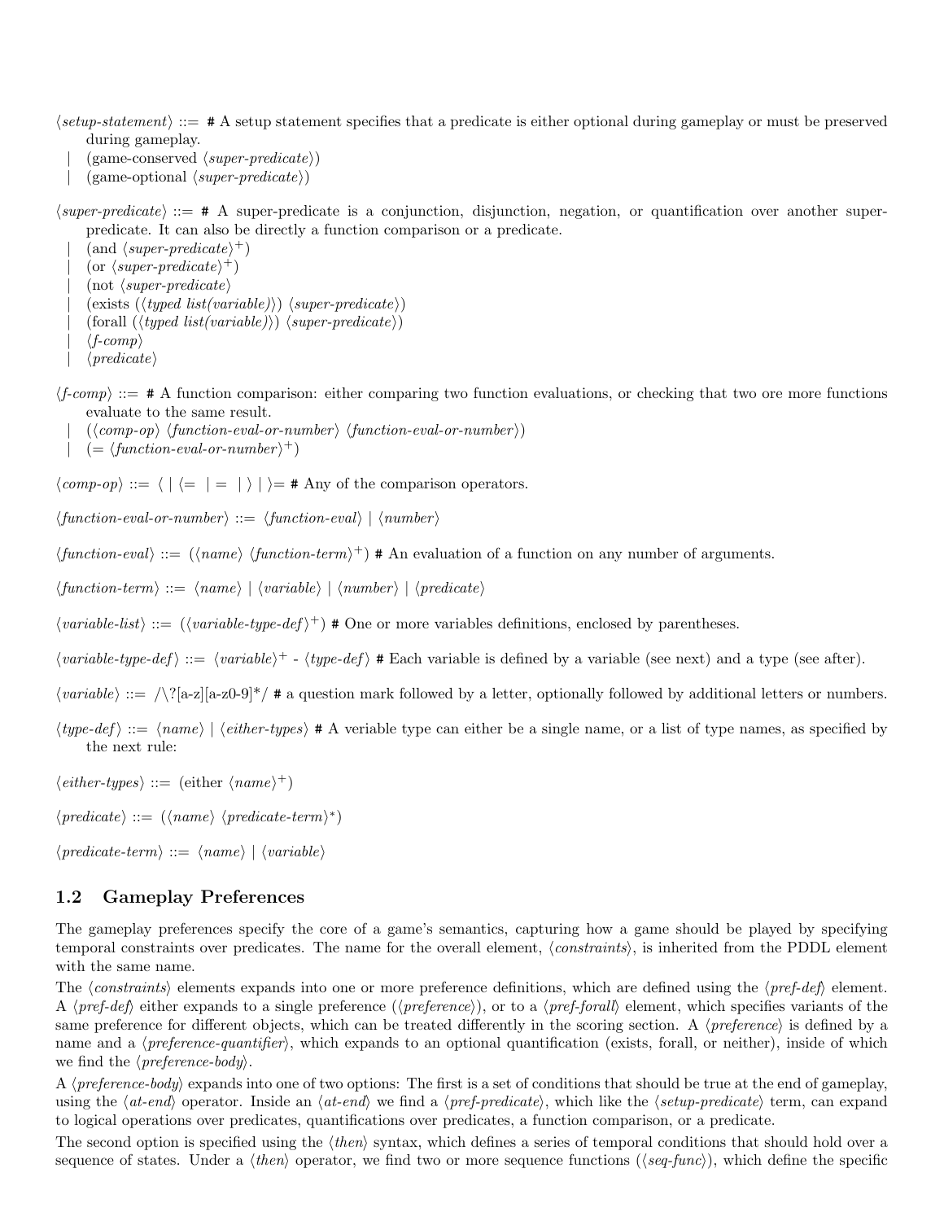⟨*setup-statement*⟩ ::= # A setup statement specifies that a predicate is either optional during gameplay or must be preserved during gameplay.
  | (game-conserved ⟨*super-predicate*⟩)
  | (game-optional ⟨*super-predicate*⟩)

⟨*super-predicate*⟩ ::= # A super-predicate is a conjunction, disjunction, negation, or quantification over another super-predicate. It can also be directly a function comparison or a predicate.
  | (and ⟨*super-predicate*⟩$^+$)
  | (or ⟨*super-predicate*⟩$^+$)
  | (not ⟨*super-predicate*⟩
  | (exists (⟨*typed list(variable)*⟩) ⟨*super-predicate*⟩)
  | (forall (⟨*typed list(variable)*⟩) ⟨*super-predicate*⟩)
  | ⟨*f-comp*⟩
  | ⟨*predicate*⟩

⟨*f-comp*⟩ ::= # A function comparison: either comparing two function evaluations, or checking that two ore more functions evaluate to the same result.
  | (⟨*comp-op*⟩ ⟨*function-eval-or-number*⟩ ⟨*function-eval-or-number*⟩)
  | (= ⟨*function-eval-or-number*⟩$^+$)

⟨*comp-op*⟩ ::= ⟨ | ⟨= | = | ⟩ | ⟩= # Any of the comparison operators.

⟨*function-eval-or-number*⟩ ::= ⟨*function-eval*⟩ | ⟨*number*⟩

⟨*function-eval*⟩ ::= (⟨*name*⟩ ⟨*function-term*⟩$^+$) # An evaluation of a function on any number of arguments.

⟨*function-term*⟩ ::= ⟨*name*⟩ | ⟨*variable*⟩ | ⟨*number*⟩ | ⟨*predicate*⟩

⟨*variable-list*⟩ ::= (⟨*variable-type-def*⟩$^+$) # One or more variables definitions, enclosed by parentheses.

⟨*variable-type-def*⟩ ::= ⟨*variable*⟩$^+$ - ⟨*type-def*⟩ # Each variable is defined by a variable (see next) and a type (see after).

⟨*variable*⟩ ::= /\?[a-z][a-z0-9]*/ # a question mark followed by a letter, optionally followed by additional letters or numbers.

⟨*type-def*⟩ ::= ⟨*name*⟩ | ⟨*either-types*⟩ # A veriable type can either be a single name, or a list of type names, as specified by the next rule:

⟨*either-types*⟩ ::= (either ⟨*name*⟩$^+$)

⟨*predicate*⟩ ::= (⟨*name*⟩ ⟨*predicate-term*⟩$^*$)

⟨*predicate-term*⟩ ::= ⟨*name*⟩ | ⟨*variable*⟩

## 1.2 Gameplay Preferences

The gameplay preferences specify the core of a game's semantics, capturing how a game should be played by specifying temporal constraints over predicates. The name for the overall element, ⟨*constraints*⟩, is inherited from the PDDL element with the same name.

The ⟨*constraints*⟩ elements expands into one or more preference definitions, which are defined using the ⟨*pref-def*⟩ element. A ⟨*pref-def*⟩ either expands to a single preference (⟨*preference*⟩), or to a ⟨*pref-forall*⟩ element, which specifies variants of the same preference for different objects, which can be treated differently in the scoring section. A ⟨*preference*⟩ is defined by a name and a ⟨*preference-quantifier*⟩, which expands to an optional quantification (exists, forall, or neither), inside of which we find the ⟨*preference-body*⟩.

A ⟨*preference-body*⟩ expands into one of two options: The first is a set of conditions that should be true at the end of gameplay, using the ⟨*at-end*⟩ operator. Inside an ⟨*at-end*⟩ we find a ⟨*pref-predicate*⟩, which like the ⟨*setup-predicate*⟩ term, can expand to logical operations over predicates, quantifications over predicates, a function comparison, or a predicate.

The second option is specified using the ⟨*then*⟩ syntax, which defines a series of temporal conditions that should hold over a sequence of states. Under a ⟨*then*⟩ operator, we find two or more sequence functions (⟨*seq-func*⟩), which define the specific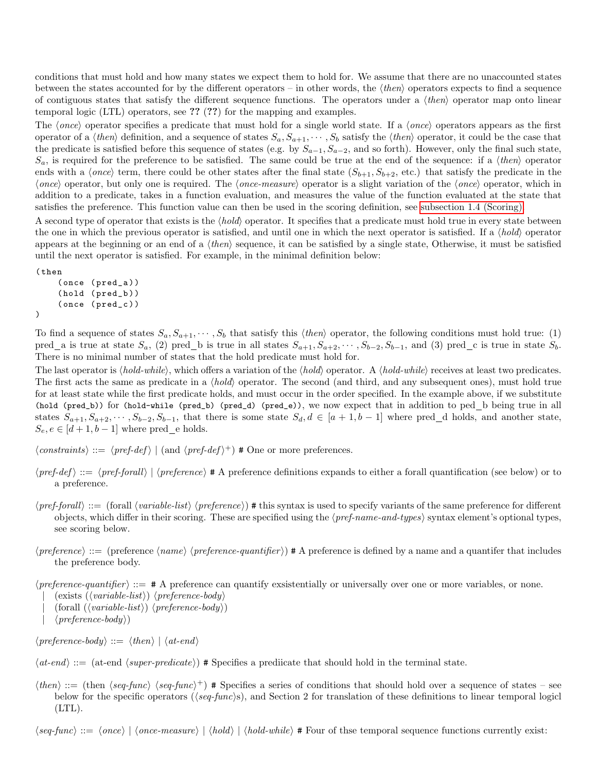conditions that must hold and how many states we expect them to hold for. We assume that there are no unaccounted states between the states accounted for by the different operators – in other words, the ⟨*then*⟩ operators expects to find a sequence of contiguous states that satisfy the different sequence functions. The operators under a ⟨*then*⟩ operator map onto linear temporal logic (LTL) operators, see **??** (**??**) for the mapping and examples.

The ⟨*once*⟩ operator specifies a predicate that must hold for a single world state. If a ⟨*once*⟩ operators appears as the first operator of a ⟨*then*⟩ definition, and a sequence of states $S_a, S_{a+1}, \cdots, S_b$ satisfy the ⟨*then*⟩ operator, it could be the case that the predicate is satisfied before this sequence of states (e.g. by $S_{a-1}, S_{a-2}$, and so forth). However, only the final such state, $S_a$, is required for the preference to be satisfied. The same could be true at the end of the sequence: if a ⟨*then*⟩ operator ends with a ⟨*once*⟩ term, there could be other states after the final state ($S_{b+1}, S_{b+2}$, etc.) that satisfy the predicate in the ⟨*once*⟩ operator, but only one is required. The ⟨*once-measure*⟩ operator is a slight variation of the ⟨*once*⟩ operator, which in addition to a predicate, takes in a function evaluation, and measures the value of the function evaluated at the state that satisfies the preference. This function value can then be used in the scoring definition, see subsection 1.4 (Scoring).

A second type of operator that exists is the ⟨*hold*⟩ operator. It specifies that a predicate must hold true in every state between the one in which the previous operator is satisfied, and until one in which the next operator is satisfied. If a ⟨*hold*⟩ operator appears at the beginning or an end of a ⟨*then*⟩ sequence, it can be satisfied by a single state, Otherwise, it must be satisfied until the next operator is satisfied. For example, in the minimal definition below:

```
(then
    (once (pred_a))
    (hold (pred_b))
    (once (pred_c))
)
```

To find a sequence of states $S_a, S_{a+1}, \cdots, S_b$ that satisfy this ⟨*then*⟩ operator, the following conditions must hold true: (1) pred_a is true at state $S_a$, (2) pred_b is true in all states $S_{a+1}, S_{a+2}, \cdots, S_{b-2}, S_{b-1}$, and (3) pred_c is true in state $S_b$. There is no minimal number of states that the hold predicate must hold for.

The last operator is ⟨*hold-while*⟩, which offers a variation of the ⟨*hold*⟩ operator. A ⟨*hold-while*⟩ receives at least two predicates. The first acts the same as predicate in a ⟨*hold*⟩ operator. The second (and third, and any subsequent ones), must hold true for at least state while the first predicate holds, and must occur in the order specified. In the example above, if we substitute `(hold (pred_b))` for `(hold-while (pred_b) (pred_d) (pred_e))`, we now expect that in addition to ped_b being true in all states $S_{a+1}, S_{a+2}, \cdots, S_{b-2}, S_{b-1}$, that there is some state $S_d, d \in [a+1, b-1]$ where pred_d holds, and another state, $S_e, e \in [d+1, b-1]$ where pred_e holds.

⟨*constraints*⟩ ::= ⟨*pref-def*⟩ | (and ⟨*pref-def*⟩$^+$) # One or more preferences.

⟨*pref-def*⟩ ::= ⟨*pref-forall*⟩ | ⟨*preference*⟩ # A preference definitions expands to either a forall quantification (see below) or to a preference.

⟨*pref-forall*⟩ ::= (forall ⟨*variable-list*⟩ ⟨*preference*⟩) # this syntax is used to specify variants of the same preference for different objects, which differ in their scoring. These are specified using the ⟨*pref-name-and-types*⟩ syntax element's optional types, see scoring below.

⟨*preference*⟩ ::= (preference ⟨*name*⟩ ⟨*preference-quantifier*⟩) # A preference is defined by a name and a quantifer that includes the preference body.

⟨*preference-quantifier*⟩ ::= # A preference can quantify exsistentially or universally over one or more variables, or none.
| (exists (⟨*variable-list*⟩) ⟨*preference-body*⟩
| (forall (⟨*variable-list*⟩) ⟨*preference-body*⟩)
| ⟨*preference-body*⟩)

⟨*preference-body*⟩ ::= ⟨*then*⟩ | ⟨*at-end*⟩

⟨*at-end*⟩ ::= (at-end ⟨*super-predicate*⟩) # Specifies a prediicate that should hold in the terminal state.

⟨*then*⟩ ::= (then ⟨*seq-func*⟩ ⟨*seq-func*⟩$^+$) # Specifies a series of conditions that should hold over a sequence of states – see below for the specific operators (⟨*seq-func*⟩s), and Section 2 for translation of these definitions to linear temporal logicl (LTL).

⟨*seq-func*⟩ ::= ⟨*once*⟩ | ⟨*once-measure*⟩ | ⟨*hold*⟩ | ⟨*hold-while*⟩ # Four of thse temporal sequence functions currently exist: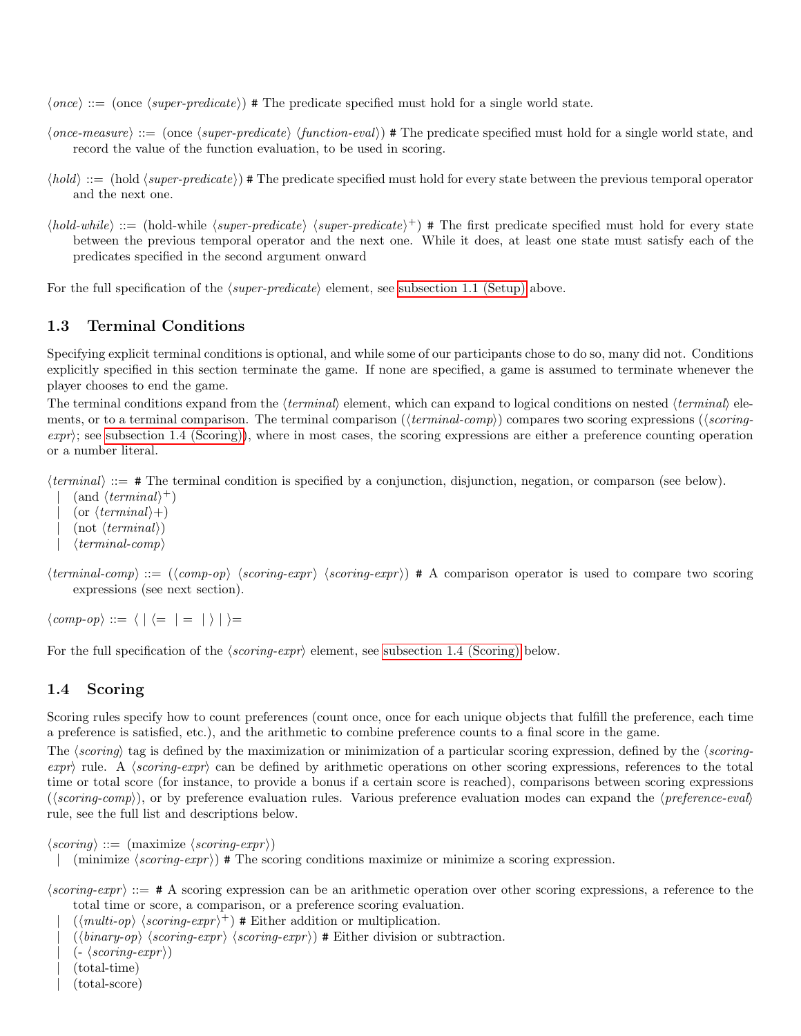⟨*once*⟩ ::= (once ⟨*super-predicate*⟩) # The predicate specified must hold for a single world state.

⟨*once-measure*⟩ ::= (once ⟨*super-predicate*⟩ ⟨*function-eval*⟩) # The predicate specified must hold for a single world state, and record the value of the function evaluation, to be used in scoring.

⟨*hold*⟩ ::= (hold ⟨*super-predicate*⟩) # The predicate specified must hold for every state between the previous temporal operator and the next one.

⟨*hold-while*⟩ ::= (hold-while ⟨*super-predicate*⟩ ⟨*super-predicate*⟩$^+$) # The first predicate specified must hold for every state between the previous temporal operator and the next one. While it does, at least one state must satisfy each of the predicates specified in the second argument onward

For the full specification of the ⟨*super-predicate*⟩ element, see subsection 1.1 (Setup) above.

### 1.3 Terminal Conditions

Specifying explicit terminal conditions is optional, and while some of our participants chose to do so, many did not. Conditions explicitly specified in this section terminate the game. If none are specified, a game is assumed to terminate whenever the player chooses to end the game.

The terminal conditions expand from the ⟨*terminal*⟩ element, which can expand to logical conditions on nested ⟨*terminal*⟩ elements, or to a terminal comparison. The terminal comparison (⟨*terminal-comp*⟩) compares two scoring expressions (⟨*scoring-expr*⟩; see subsection 1.4 (Scoring)), where in most cases, the scoring expressions are either a preference counting operation or a number literal.

⟨*terminal*⟩ ::= # The terminal condition is specified by a conjunction, disjunction, negation, or comparson (see below).
  | (and ⟨*terminal*⟩$^+$)
  | (or ⟨*terminal*⟩+)
  | (not ⟨*terminal*⟩)
  | ⟨*terminal-comp*⟩

⟨*terminal-comp*⟩ ::= (⟨*comp-op*⟩ ⟨*scoring-expr*⟩ ⟨*scoring-expr*⟩) # A comparison operator is used to compare two scoring expressions (see next section).

⟨*comp-op*⟩ ::= ⟨ | ⟨= | = | ⟩ | ⟩=

For the full specification of the ⟨*scoring-expr*⟩ element, see subsection 1.4 (Scoring) below.

### 1.4 Scoring

Scoring rules specify how to count preferences (count once, once for each unique objects that fulfill the preference, each time a preference is satisfied, etc.), and the arithmetic to combine preference counts to a final score in the game.

The ⟨*scoring*⟩ tag is defined by the maximization or minimization of a particular scoring expression, defined by the ⟨*scoring-expr*⟩ rule. A ⟨*scoring-expr*⟩ can be defined by arithmetic operations on other scoring expressions, references to the total time or total score (for instance, to provide a bonus if a certain score is reached), comparisons between scoring expressions (⟨*scoring-comp*⟩), or by preference evaluation rules. Various preference evaluation modes can expand the ⟨*preference-eval*⟩ rule, see the full list and descriptions below.

⟨*scoring*⟩ ::= (maximize ⟨*scoring-expr*⟩)
  | (minimize ⟨*scoring-expr*⟩) # The scoring conditions maximize or minimize a scoring expression.

⟨*scoring-expr*⟩ ::= # A scoring expression can be an arithmetic operation over other scoring expressions, a reference to the total time or score, a comparison, or a preference scoring evaluation.
  | (⟨*multi-op*⟩ ⟨*scoring-expr*⟩$^+$) # Either addition or multiplication.
  | (⟨*binary-op*⟩ ⟨*scoring-expr*⟩ ⟨*scoring-expr*⟩) # Either division or subtraction.
  | (- ⟨*scoring-expr*⟩)
  | (total-time)
  | (total-score)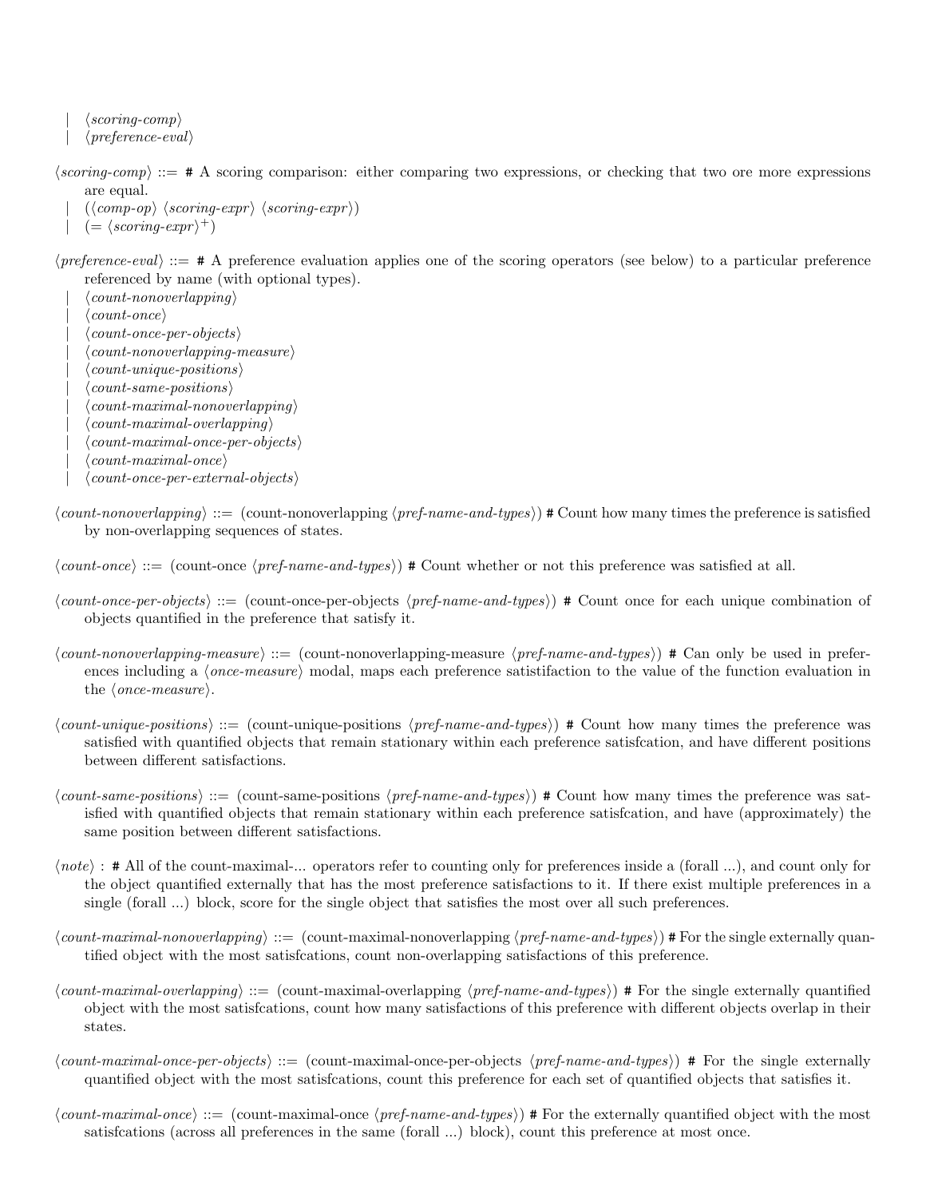| ⟨*scoring-comp*⟩
| ⟨*preference-eval*⟩

⟨*scoring-comp*⟩ ::= # A scoring comparison: either comparing two expressions, or checking that two ore more expressions are equal.
| (⟨*comp-op*⟩ ⟨*scoring-expr*⟩ ⟨*scoring-expr*⟩)
| (= ⟨*scoring-expr*⟩$^+$)

⟨*preference-eval*⟩ ::= # A preference evaluation applies one of the scoring operators (see below) to a particular preference referenced by name (with optional types).
| ⟨*count-nonoverlapping*⟩
| ⟨*count-once*⟩
| ⟨*count-once-per-objects*⟩
| ⟨*count-nonoverlapping-measure*⟩
| ⟨*count-unique-positions*⟩
| ⟨*count-same-positions*⟩
| ⟨*count-maximal-nonoverlapping*⟩
| ⟨*count-maximal-overlapping*⟩
| ⟨*count-maximal-once-per-objects*⟩
| ⟨*count-maximal-once*⟩
| ⟨*count-once-per-external-objects*⟩

⟨*count-nonoverlapping*⟩ ::= (count-nonoverlapping ⟨*pref-name-and-types*⟩) # Count how many times the preference is satisfied by non-overlapping sequences of states.

⟨*count-once*⟩ ::= (count-once ⟨*pref-name-and-types*⟩) # Count whether or not this preference was satisfied at all.

⟨*count-once-per-objects*⟩ ::= (count-once-per-objects ⟨*pref-name-and-types*⟩) # Count once for each unique combination of objects quantified in the preference that satisfy it.

⟨*count-nonoverlapping-measure*⟩ ::= (count-nonoverlapping-measure ⟨*pref-name-and-types*⟩) # Can only be used in preferences including a ⟨*once-measure*⟩ modal, maps each preference satistifaction to the value of the function evaluation in the ⟨*once-measure*⟩.

⟨*count-unique-positions*⟩ ::= (count-unique-positions ⟨*pref-name-and-types*⟩) # Count how many times the preference was satisfied with quantified objects that remain stationary within each preference satisfcation, and have different positions between different satisfactions.

⟨*count-same-positions*⟩ ::= (count-same-positions ⟨*pref-name-and-types*⟩) # Count how many times the preference was satisfied with quantified objects that remain stationary within each preference satisfcation, and have (approximately) the same position between different satisfactions.

⟨*note*⟩ : # All of the count-maximal-... operators refer to counting only for preferences inside a (forall ...), and count only for the object quantified externally that has the most preference satisfactions to it. If there exist multiple preferences in a single (forall ...) block, score for the single object that satisfies the most over all such preferences.

⟨*count-maximal-nonoverlapping*⟩ ::= (count-maximal-nonoverlapping ⟨*pref-name-and-types*⟩) # For the single externally quantified object with the most satisfcations, count non-overlapping satisfactions of this preference.

⟨*count-maximal-overlapping*⟩ ::= (count-maximal-overlapping ⟨*pref-name-and-types*⟩) # For the single externally quantified object with the most satisfcations, count how many satisfactions of this preference with different objects overlap in their states.

⟨*count-maximal-once-per-objects*⟩ ::= (count-maximal-once-per-objects ⟨*pref-name-and-types*⟩) # For the single externally quantified object with the most satisfcations, count this preference for each set of quantified objects that satisfies it.

⟨*count-maximal-once*⟩ ::= (count-maximal-once ⟨*pref-name-and-types*⟩) # For the externally quantified object with the most satisfcations (across all preferences in the same (forall ...) block), count this preference at most once.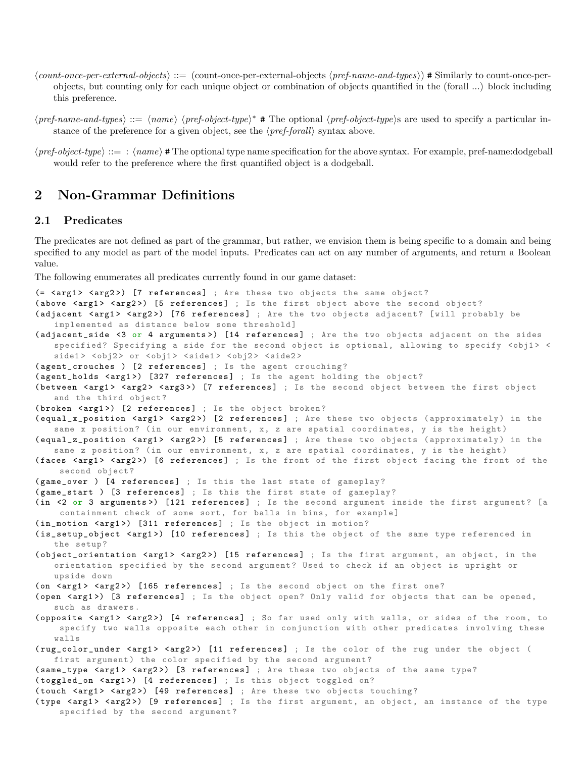⟨*count-once-per-external-objects*⟩ ::= (count-once-per-external-objects ⟨*pref-name-and-types*⟩) # Similarly to count-once-per-objects, but counting only for each unique object or combination of objects quantified in the (forall ...) block including this preference.

⟨*pref-name-and-types*⟩ ::= ⟨*name*⟩ ⟨*pref-object-type*⟩* # The optional ⟨*pref-object-type*⟩s are used to specify a particular instance of the preference for a given object, see the ⟨*pref-forall*⟩ syntax above.

⟨*pref-object-type*⟩ ::= : ⟨*name*⟩ # The optional type name specification for the above syntax. For example, pref-name:dodgeball would refer to the preference where the first quantified object is a dodgeball.

# 2 Non-Grammar Definitions

## 2.1 Predicates

The predicates are not defined as part of the grammar, but rather, we envision them is being specific to a domain and being specified to any model as part of the model inputs. Predicates can act on any number of arguments, and return a Boolean value.

The following enumerates all predicates currently found in our game dataset:

```
(= <arg1> <arg2>) [7 references] ; Are these two objects the same object?
(above <arg1> <arg2>) [5 references] ; Is the first object above the second object?
(adjacent <arg1> <arg2>) [76 references] ; Are the two objects adjacent? [will probably be
    implemented as distance below some threshold]
(adjacent_side <3 or 4 arguments>) [14 references] ; Are the two objects adjacent on the sides
    specified? Specifying a side for the second object is optional, allowing to specify <obj1> <
    side1> <obj2> or <obj1> <side1> <obj2> <side2>
(agent_crouches ) [2 references] ; Is the agent crouching?
(agent_holds <arg1>) [327 references] ; Is the agent holding the object?
(between <arg1> <arg2> <arg3>) [7 references] ; Is the second object between the first object
    and the third object?
(broken <arg1>) [2 references] ; Is the object broken?
(equal_x_position <arg1> <arg2>) [2 references] ; Are these two objects (approximately) in the
    same x position? (in our environment, x, z are spatial coordinates, y is the height)
(equal_z_position <arg1> <arg2>) [5 references] ; Are these two objects (approximately) in the
    same z position? (in our environment, x, z are spatial coordinates, y is the height)
(faces <arg1> <arg2>) [6 references] ; Is the front of the first object facing the front of the
    second object?
(game_over ) [4 references] ; Is this the last state of gameplay?
(game_start ) [3 references] ; Is this the first state of gameplay?
(in <2 or 3 arguments>) [121 references] ; Is the second argument inside the first argument? [a
    containment check of some sort, for balls in bins, for example]
(in_motion <arg1>) [311 references] ; Is the object in motion?
(is_setup_object <arg1>) [10 references] ; Is this the object of the same type referenced in
    the setup?
(object_orientation <arg1> <arg2>) [15 references] ; Is the first argument, an object, in the
    orientation specified by the second argument? Used to check if an object is upright or
    upside down
(on <arg1> <arg2>) [165 references] ; Is the second object on the first one?
(open <arg1>) [3 references] ; Is the object open? Only valid for objects that can be opened,
    such as drawers.
(opposite <arg1> <arg2>) [4 references] ; So far used only with walls, or sides of the room, to
    specify two walls opposite each other in conjunction with other predicates involving these
    walls
(rug_color_under <arg1> <arg2>) [11 references] ; Is the color of the rug under the object (
    first argument) the color specified by the second argument?
(same_type <arg1> <arg2>) [3 references] ; Are these two objects of the same type?
(toggled_on <arg1>) [4 references] ; Is this object toggled on?
(touch <arg1> <arg2>) [49 references] ; Are these two objects touching?
(type <arg1> <arg2>) [9 references] ; Is the first argument, an object, an instance of the type
    specified by the second argument?
```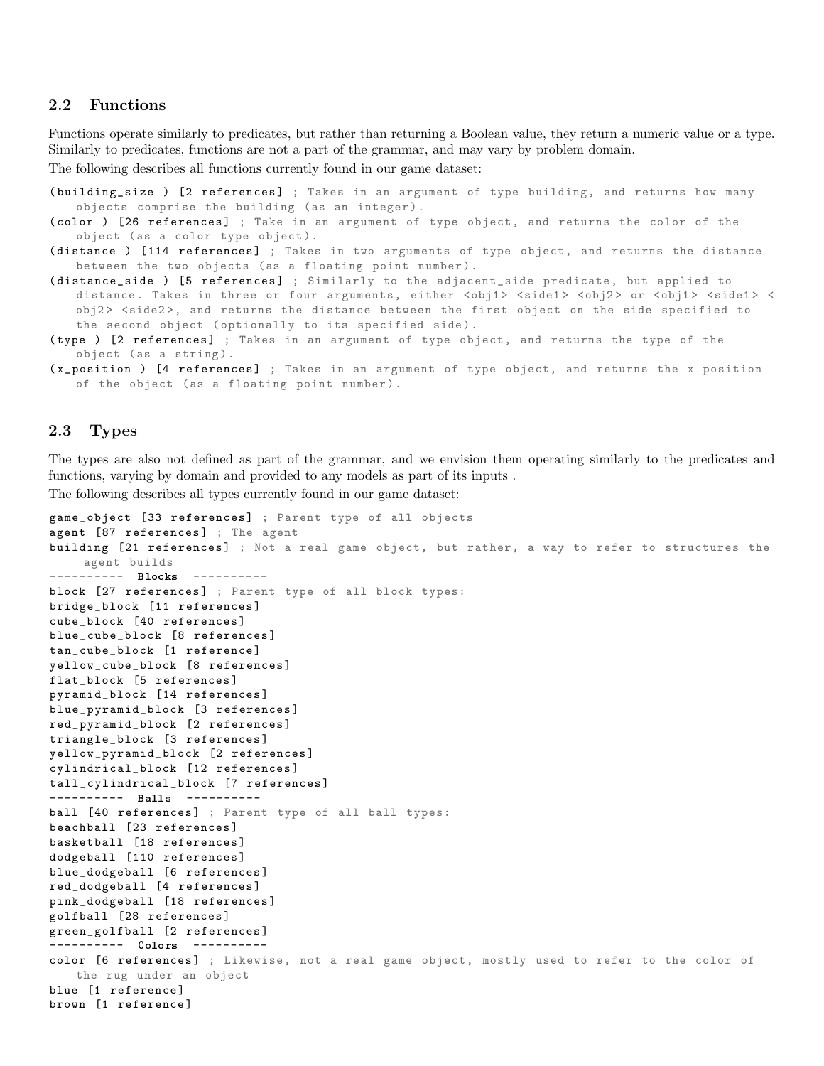## 2.2 Functions

Functions operate similarly to predicates, but rather than returning a Boolean value, they return a numeric value or a type. Similarly to predicates, functions are not a part of the grammar, and may vary by problem domain.

The following describes all functions currently found in our game dataset:

```
(building_size ) [2 references] ; Takes in an argument of type building, and returns how many
    objects comprise the building (as an integer).
(color ) [26 references] ; Take in an argument of type object, and returns the color of the
    object (as a color type object).
(distance ) [114 references] ; Takes in two arguments of type object, and returns the distance
    between the two objects (as a floating point number).
(distance_side ) [5 references] ; Similarly to the adjacent_side predicate, but applied to
    distance. Takes in three or four arguments, either <obj1> <side1> <obj2> or <obj1> <side1> <
    obj2> <side2>, and returns the distance between the first object on the side specified to
    the second object (optionally to its specified side).
(type ) [2 references] ; Takes in an argument of type object, and returns the type of the
    object (as a string).
(x_position ) [4 references] ; Takes in an argument of type object, and returns the x position
    of the object (as a floating point number).
```

## 2.3 Types

The types are also not defined as part of the grammar, and we envision them operating similarly to the predicates and functions, varying by domain and provided to any models as part of its inputs .

The following describes all types currently found in our game dataset:

```
game_object [33 references] ; Parent type of all objects
agent [87 references] ; The agent
building [21 references] ; Not a real game object, but rather, a way to refer to structures the
     agent builds
----------  Blocks  ----------
block [27 references] ; Parent type of all block types:
bridge_block [11 references]
cube_block [40 references]
blue_cube_block [8 references]
tan_cube_block [1 reference]
yellow_cube_block [8 references]
flat_block [5 references]
pyramid_block [14 references]
blue_pyramid_block [3 references]
red_pyramid_block [2 references]
triangle_block [3 references]
yellow_pyramid_block [2 references]
cylindrical_block [12 references]
tall_cylindrical_block [7 references]
----------  Balls  ----------
ball [40 references] ; Parent type of all ball types:
beachball [23 references]
basketball [18 references]
dodgeball [110 references]
blue_dodgeball [6 references]
red_dodgeball [4 references]
pink_dodgeball [18 references]
golfball [28 references]
green_golfball [2 references]
----------  Colors  ----------
color [6 references] ; Likewise, not a real game object, mostly used to refer to the color of
    the rug under an object
blue [1 reference]
brown [1 reference]
```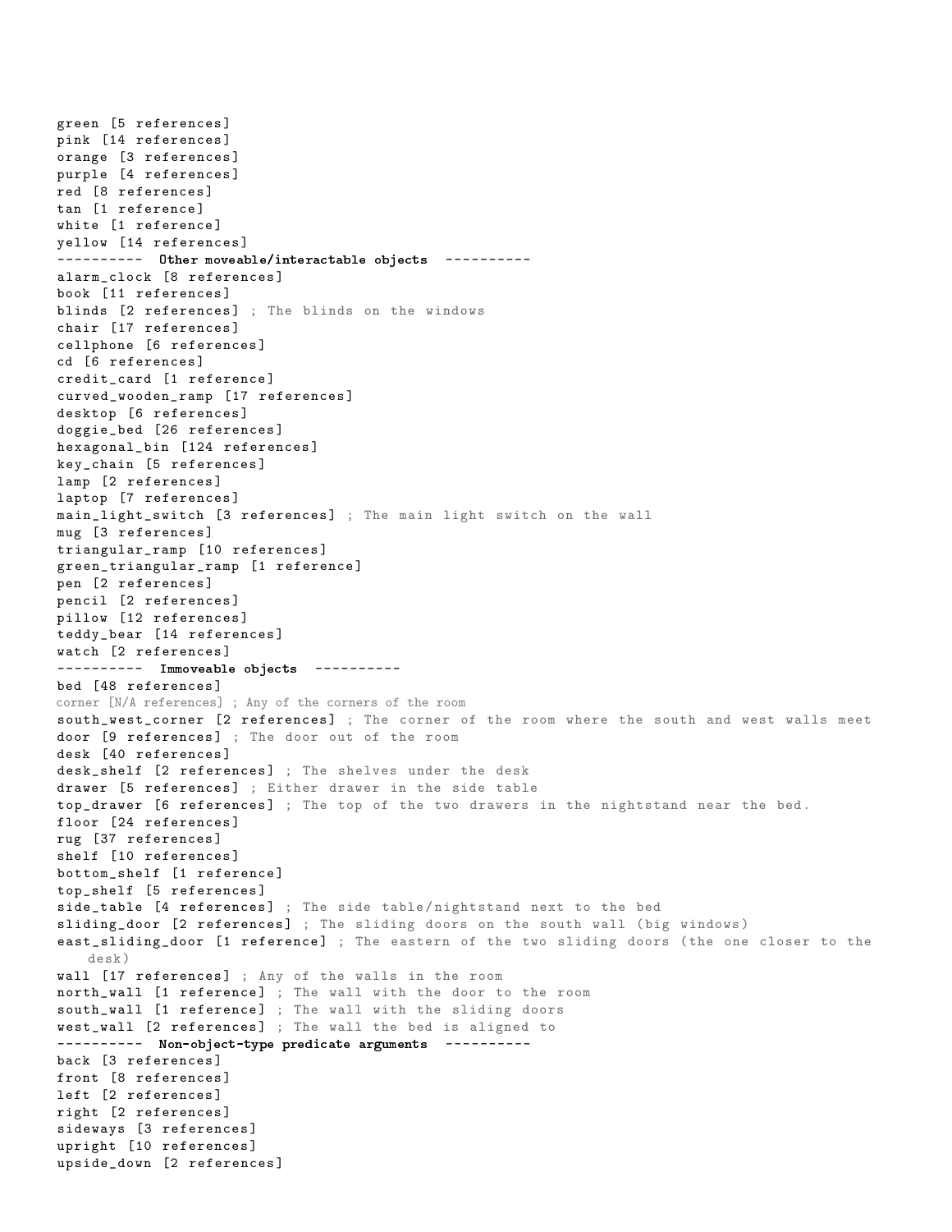```
green [5 references]
pink [14 references]
orange [3 references]
purple [4 references]
red [8 references]
tan [1 reference]
white [1 reference]
yellow [14 references]
---------- Other moveable/interactable objects ----------
alarm_clock [8 references]
book [11 references]
blinds [2 references] ; The blinds on the windows
chair [17 references]
cellphone [6 references]
cd [6 references]
credit_card [1 reference]
curved_wooden_ramp [17 references]
desktop [6 references]
doggie_bed [26 references]
hexagonal_bin [124 references]
key_chain [5 references]
lamp [2 references]
laptop [7 references]
main_light_switch [3 references] ; The main light switch on the wall
mug [3 references]
triangular_ramp [10 references]
green_triangular_ramp [1 reference]
pen [2 references]
pencil [2 references]
pillow [12 references]
teddy_bear [14 references]
watch [2 references]
---------- Immoveable objects ----------
bed [48 references]
corner [N/A references] ; Any of the corners of the room
south_west_corner [2 references] ; The corner of the room where the south and west walls meet
door [9 references] ; The door out of the room
desk [40 references]
desk_shelf [2 references] ; The shelves under the desk
drawer [5 references] ; Either drawer in the side table
top_drawer [6 references] ; The top of the two drawers in the nightstand near the bed.
floor [24 references]
rug [37 references]
shelf [10 references]
bottom_shelf [1 reference]
top_shelf [5 references]
side_table [4 references] ; The side table/nightstand next to the bed
sliding_door [2 references] ; The sliding doors on the south wall (big windows)
east_sliding_door [1 reference] ; The eastern of the two sliding doors (the one closer to the
    desk)
wall [17 references] ; Any of the walls in the room
north_wall [1 reference] ; The wall with the door to the room
south_wall [1 reference] ; The wall with the sliding doors
west_wall [2 references] ; The wall the bed is aligned to
---------- Non-object-type predicate arguments ----------
back [3 references]
front [8 references]
left [2 references]
right [2 references]
sideways [3 references]
upright [10 references]
upside_down [2 references]
```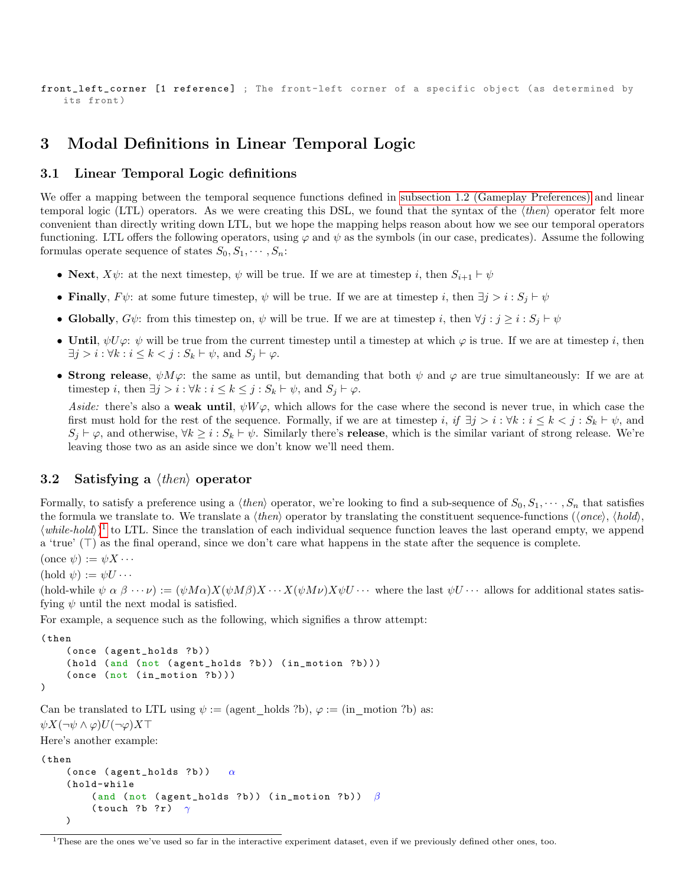```
front_left_corner [1 reference] ; The front-left corner of a specific object (as determined by
    its front)
```

## 3 Modal Definitions in Linear Temporal Logic

### 3.1 Linear Temporal Logic definitions

We offer a mapping between the temporal sequence functions defined in subsection 1.2 (Gameplay Preferences) and linear temporal logic (LTL) operators. As we were creating this DSL, we found that the syntax of the ⟨*then*⟩ operator felt more convenient than directly writing down LTL, but we hope the mapping helps reason about how we see our temporal operators functioning. LTL offers the following operators, using $\varphi$ and $\psi$ as the symbols (in our case, predicates). Assume the following formulas operate sequence of states $S_0, S_1, \cdots, S_n$:

- **Next**, $X\psi$: at the next timestep, $\psi$ will be true. If we are at timestep $i$, then $S_{i+1} \vdash \psi$
- **Finally**, $F\psi$: at some future timestep, $\psi$ will be true. If we are at timestep $i$, then $\exists j > i : S_j \vdash \psi$
- **Globally**, $G\psi$: from this timestep on, $\psi$ will be true. If we are at timestep $i$, then $\forall j : j \geq i : S_j \vdash \psi$
- **Until**, $\psi U \varphi$: $\psi$ will be true from the current timestep until a timestep at which $\varphi$ is true. If we are at timestep $i$, then $\exists j > i : \forall k : i \leq k < j : S_k \vdash \psi$, and $S_j \vdash \varphi$.
- **Strong release**, $\psi M \varphi$: the same as until, but demanding that both $\psi$ and $\varphi$ are true simultaneously: If we are at timestep $i$, then $\exists j > i : \forall k : i \leq k \leq j : S_k \vdash \psi$, and $S_j \vdash \varphi$.

  *Aside:* there's also a **weak until**, $\psi W \varphi$, which allows for the case where the second is never true, in which case the first must hold for the rest of the sequence. Formally, if we are at timestep $i$, *if* $\exists j > i : \forall k : i \leq k < j : S_k \vdash \psi$, and $S_j \vdash \varphi$, and otherwise, $\forall k \geq i : S_k \vdash \psi$. Similarly there's **release**, which is the similar variant of strong release. We're leaving those two as an aside since we don't know we'll need them.

### 3.2 Satisfying a ⟨*then*⟩ operator

Formally, to satisfy a preference using a ⟨*then*⟩ operator, we're looking to find a sub-sequence of $S_0, S_1, \cdots, S_n$ that satisfies the formula we translate to. We translate a ⟨*then*⟩ operator by translating the constituent sequence-functions (⟨*once*⟩, ⟨*hold*⟩, ⟨*while-hold*⟩)[1] to LTL. Since the translation of each individual sequence function leaves the last operand empty, we append a 'true' ($\top$) as the final operand, since we don't care what happens in the state after the sequence is complete.

(once $\psi$) := $\psi X \cdots$

(hold $\psi$) := $\psi U \cdots$

(hold-while $\psi$ $\alpha$ $\beta$ $\cdots \nu$) := $(\psi M \alpha) X (\psi M \beta) X \cdots X (\psi M \nu) X \psi U \cdots$ where the last $\psi U \cdots$ allows for additional states satisfying $\psi$ until the next modal is satisfied.

For example, a sequence such as the following, which signifies a throw attempt:

```
(then
    (once (agent_holds ?b))
    (hold (and (not (agent_holds ?b)) (in_motion ?b)))
    (once (not (in_motion ?b)))
)
```

Can be translated to LTL using $\psi$ := (agent_holds ?b), $\varphi$ := (in_motion ?b) as:

$\psi X (\neg\psi \wedge \varphi) U (\neg\varphi) X \top$

Here's another example:

```
(then
    (once (agent_holds ?b))    α
    (hold-while
        (and (not (agent_holds ?b)) (in_motion ?b))  β
        (touch ?b ?r)  γ
    )
```

[1] These are the ones we've used so far in the interactive experiment dataset, even if we previously defined other ones, too.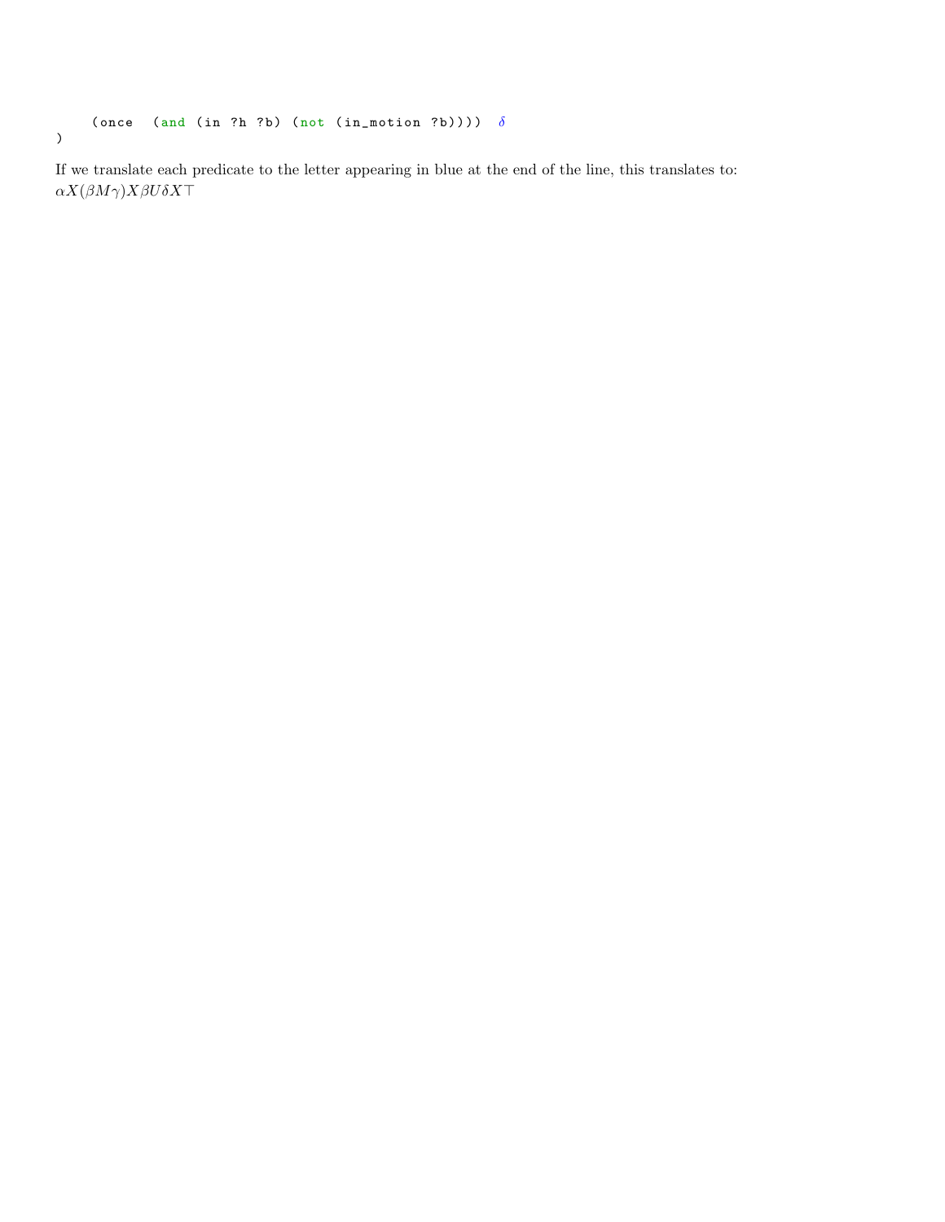```
    (once  (and (in ?h ?b) (not (in_motion ?b))))  δ
)
```

If we translate each predicate to the letter appearing in blue at the end of the line, this translates to:
$\alpha X(\beta M\gamma)X\beta U\delta X\top$